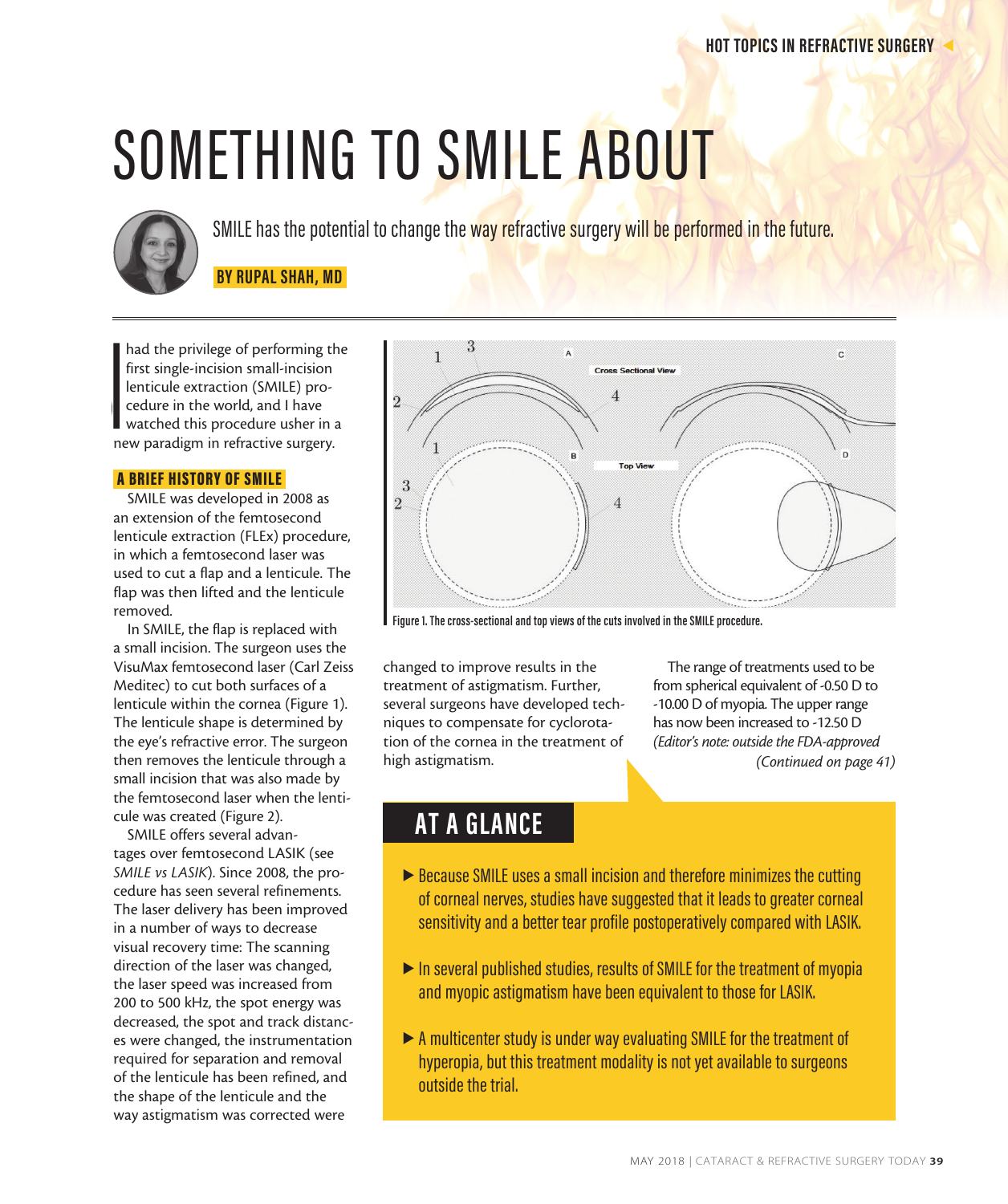# SOMETHING TO SMILE ABOUT

SMILE has the potential to change the way refractive surgery will be performed in the future.

**BY RUPAL SHAH, MD**

I had the privilege of performing the first single-incision small-incision lenticule extraction (SMILE) procedure in the world, and I have watched this procedure usher in a new paradigm in refractive surgery.

## A BRIEF HISTORY OF SMILE

SMILE was developed in 2008 as an extension of the femtosecond lenticule extraction (FLEx) procedure, in which a femtosecond laser was used to cut a flap and a lenticule. The flap was then lifted and the lenticule removed.

In SMILE, the flap is replaced with a small incision. The surgeon uses the VisuMax femtosecond laser (Carl Zeiss Meditec) to cut both surfaces of a lenticule within the cornea (Figure 1). The lenticule shape is determined by the eye's refractive error. The surgeon then removes the lenticule through a small incision that was also made by the femtosecond laser when the lenticule was created (Figure 2).

SMILE offers several advantages over femtosecond LASIK (see *SMILE vs LASIK*). Since 2008, the procedure has seen several refinements. The laser delivery has been improved in a number of ways to decrease visual recovery time: The scanning direction of the laser was changed, the laser speed was increased from 200 to 500 kHz, the spot energy was decreased, the spot and track distances were changed, the instrumentation required for separation and removal of the lenticule has been refined, and the shape of the lenticule and the way astigmatism was corrected were changed to improve results in the treatment of astigmatism. Further, several surgeons have developed techniques to compensate for cyclorotation of the cornea in the treatment of high astigmatism.

Figure 1. The cross-sectional and top views of the cuts involved in the SMILE procedure.

The range of treatments used to be from spherical equivalent of -0.50 D to -10.00 D of myopia. The upper range has now been increased to -12.50 D *(Editor's note: outside the FDA-approved*

*(Continued on page 41)*

## AT A GLANCE

- Because SMILE uses a small incision and therefore minimizes the cutting of corneal nerves, studies have suggested that it leads to greater corneal sensitivity and a better tear profile postoperatively compared with LASIK.
- In several published studies, results of SMILE for the treatment of myopia and myopic astigmatism have been equivalent to those for LASIK.
- A multicenter study is under way evaluating SMILE for the treatment of hyperopia, but this treatment modality is not yet available to surgeons outside the trial.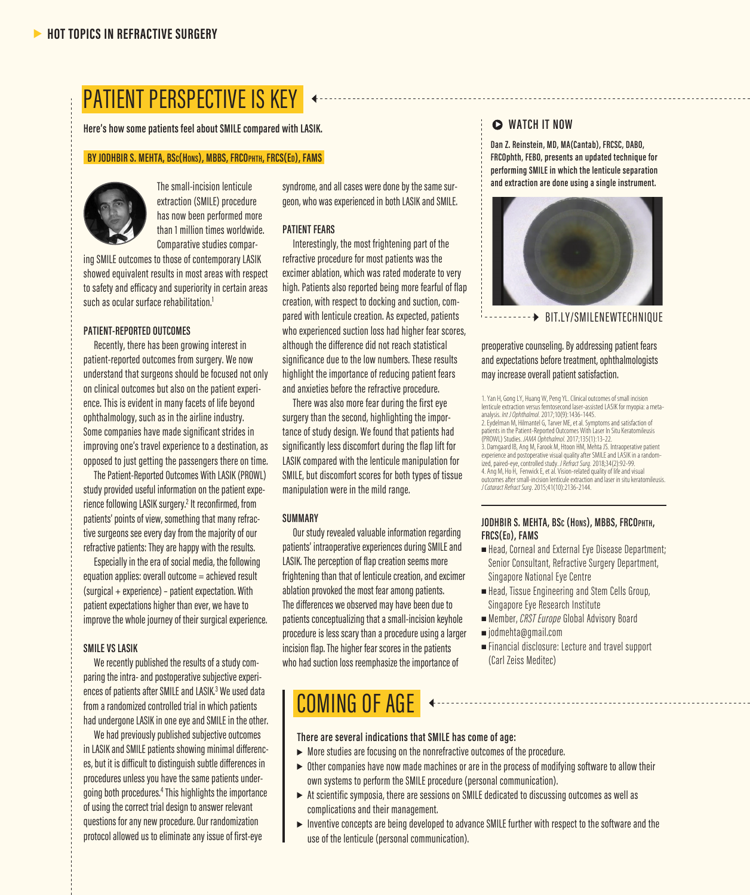# PATIENT PERSPECTIVE IS KEY

**Here's how some patients feel about SMILE compared with LASIK.**

**BY JODHBIR S. MEHTA, BSc(Hons), MBBS, FRCOphth, FRCS(Ed), FAMS**

The small-incision lenticule extraction (SMILE) procedure has now been performed more than 1 million times worldwide. Comparative studies comparing SMILE outcomes to those of contemporary LASIK showed equivalent results in most areas with respect to safety and efficacy and superiority in certain areas such as ocular surface rehabilitation.[1]

### PATIENT-REPORTED OUTCOMES

Recently, there has been growing interest in patient-reported outcomes from surgery. We now understand that surgeons should be focused not only on clinical outcomes but also on the patient experience. This is evident in many facets of life beyond ophthalmology, such as in the airline industry. Some companies have made significant strides in improving one's travel experience to a destination, as opposed to just getting the passengers there on time.

The Patient-Reported Outcomes With LASIK (PROWL) study provided useful information on the patient experience following LASIK surgery.[2] It reconfirmed, from patients' points of view, something that many refractive surgeons see every day from the majority of our refractive patients: They are happy with the results.

Especially in the era of social media, the following equation applies: overall outcome = achieved result (surgical + experience) – patient expectation. With patient expectations higher than ever, we have to improve the whole journey of their surgical experience.

### SMILE VS LASIK

We recently published the results of a study comparing the intra- and postoperative subjective experiences of patients after SMILE and LASIK.[3] We used data from a randomized controlled trial in which patients had undergone LASIK in one eye and SMILE in the other.

We had previously published subjective outcomes in LASIK and SMILE patients showing minimal differences, but it is difficult to distinguish subtle differences in procedures unless you have the same patients undergoing both procedures.[4] This highlights the importance of using the correct trial design to answer relevant questions for any new procedure. Our randomization protocol allowed us to eliminate any issue of first-eye syndrome, and all cases were done by the same surgeon, who was experienced in both LASIK and SMILE.

### PATIENT FEARS

Interestingly, the most frightening part of the refractive procedure for most patients was the excimer ablation, which was rated moderate to very high. Patients also reported being more fearful of flap creation, with respect to docking and suction, compared with lenticule creation. As expected, patients who experienced suction loss had higher fear scores, although the difference did not reach statistical significance due to the low numbers. These results highlight the importance of reducing patient fears and anxieties before the refractive procedure.

There was also more fear during the first eye surgery than the second, highlighting the importance of study design. We found that patients had significantly less discomfort during the flap lift for LASIK compared with the lenticule manipulation for SMILE, but discomfort scores for both types of tissue manipulation were in the mild range.

### SUMMARY

Our study revealed valuable information regarding patients' intraoperative experiences during SMILE and LASIK. The perception of flap creation seems more frightening than that of lenticule creation, and excimer ablation provoked the most fear among patients. The differences we observed may have been due to patients conceptualizing that a small-incision keyhole procedure is less scary than a procedure using a larger incision flap. The higher fear scores in the patients who had suction loss reemphasize the importance of preoperative counseling. By addressing patient fears and expectations before treatment, ophthalmologists may increase overall patient satisfaction.

1. Yan H, Gong LY, Huang W, Peng YL. Clinical outcomes of small incision lenticule extraction versus femtosecond laser-assisted LASIK for myopia: a meta-analysis. *Int J Ophthalmol*. 2017;10(9):1436-1445.
2. Eydelman M, Hilmantel G, Tarver ME, et al. Symptoms and satisfaction of patients in the Patient-Reported Outcomes With Laser In Situ Keratomileusis (PROWL) Studies. *JAMA Ophthalmol*. 2017;135(1):13-22.
3. Damgaard IB, Ang M, Farook M, Htoon HM, Mehta JS. Intraoperative patient experience and postoperative visual quality after SMILE and LASIK in a randomized, paired-eye, controlled study. *J Refract Surg*. 2018;34(2):92-99.
4. Ang M, Ho H, Fenwick E, et al. Vision-related quality of life and visual outcomes after small-incision lenticule extraction and laser in situ keratomileusis. *J Cataract Refract Surg*. 2015;41(10):2136-2144.

**JODHBIR S. MEHTA, BSc (Hons), MBBS, FRCOphth, FRCS(Ed), FAMS**

- Head, Corneal and External Eye Disease Department; Senior Consultant, Refractive Surgery Department, Singapore National Eye Centre
- Head, Tissue Engineering and Stem Cells Group, Singapore Eye Research Institute
- Member, *CRST Europe* Global Advisory Board
- jodmehta@gmail.com
- Financial disclosure: Lecture and travel support (Carl Zeiss Meditec)

### WATCH IT NOW

**Dan Z. Reinstein, MD, MA(Cantab), FRCSC, DABO, FRCOphth, FEBO, presents an updated technique for performing SMILE in which the lenticule separation and extraction are done using a single instrument.**

BIT.LY/SMILENEWTECHNIQUE

# COMING OF AGE

**There are several indications that SMILE has come of age:**

- More studies are focusing on the nonrefractive outcomes of the procedure.
- Other companies have now made machines or are in the process of modifying software to allow their own systems to perform the SMILE procedure (personal communication).
- At scientific symposia, there are sessions on SMILE dedicated to discussing outcomes as well as complications and their management.
- Inventive concepts are being developed to advance SMILE further with respect to the software and the use of the lenticule (personal communication).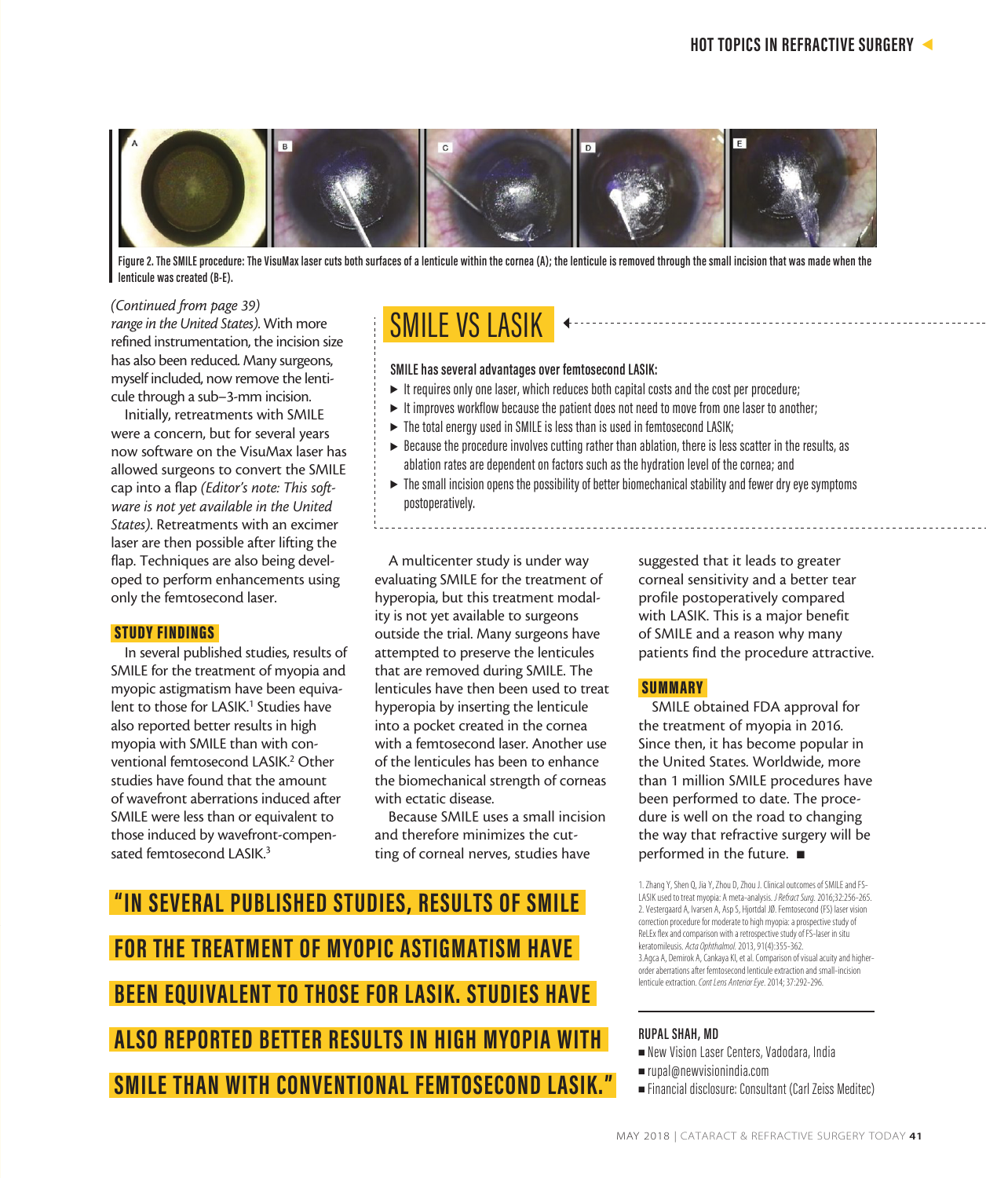Figure 2. The SMILE procedure: The VisuMax laser cuts both surfaces of a lenticule within the cornea (A); the lenticule is removed through the small incision that was made when the lenticule was created (B-E).

*(Continued from page 39)*

*range in the United States).* With more refined instrumentation, the incision size has also been reduced. Many surgeons, myself included, now remove the lenticule through a sub–3-mm incision.

Initially, retreatments with SMILE were a concern, but for several years now software on the VisuMax laser has allowed surgeons to convert the SMILE cap into a flap *(Editor's note: This software is not yet available in the United States).* Retreatments with an excimer laser are then possible after lifting the flap. Techniques are also being developed to perform enhancements using only the femtosecond laser.

## STUDY FINDINGS

In several published studies, results of SMILE for the treatment of myopia and myopic astigmatism have been equivalent to those for LASIK.[1] Studies have also reported better results in high myopia with SMILE than with conventional femtosecond LASIK.[2] Other studies have found that the amount of wavefront aberrations induced after SMILE were less than or equivalent to those induced by wavefront-compensated femtosecond LASIK.[3]

A multicenter study is under way evaluating SMILE for the treatment of hyperopia, but this treatment modality is not yet available to surgeons outside the trial. Many surgeons have attempted to preserve the lenticules that are removed during SMILE. The lenticules have then been used to treat hyperopia by inserting the lenticule into a pocket created in the cornea with a femtosecond laser. Another use of the lenticules has been to enhance the biomechanical strength of corneas with ectatic disease.

Because SMILE uses a small incision and therefore minimizes the cutting of corneal nerves, studies have suggested that it leads to greater corneal sensitivity and a better tear profile postoperatively compared with LASIK. This is a major benefit of SMILE and a reason why many patients find the procedure attractive.

## SMILE VS LASIK

**SMILE has several advantages over femtosecond LASIK:**

- It requires only one laser, which reduces both capital costs and the cost per procedure;
- It improves workflow because the patient does not need to move from one laser to another;
- The total energy used in SMILE is less than is used in femtosecond LASIK;
- Because the procedure involves cutting rather than ablation, there is less scatter in the results, as ablation rates are dependent on factors such as the hydration level of the cornea; and
- The small incision opens the possibility of better biomechanical stability and fewer dry eye symptoms postoperatively.

**"IN SEVERAL PUBLISHED STUDIES, RESULTS OF SMILE FOR THE TREATMENT OF MYOPIC ASTIGMATISM HAVE BEEN EQUIVALENT TO THOSE FOR LASIK. STUDIES HAVE ALSO REPORTED BETTER RESULTS IN HIGH MYOPIA WITH SMILE THAN WITH CONVENTIONAL FEMTOSECOND LASIK."**

## SUMMARY

SMILE obtained FDA approval for the treatment of myopia in 2016. Since then, it has become popular in the United States. Worldwide, more than 1 million SMILE procedures have been performed to date. The procedure is well on the road to changing the way that refractive surgery will be performed in the future. ■

1. Zhang Y, Shen Q, Jia Y, Zhou D, Zhou J. Clinical outcomes of SMILE and FS-LASIK used to treat myopia: A meta-analysis. *J Refract Surg.* 2016;32:256-265.
2. Vestergaard A, Ivarsen A, Asp S, Hjortdal JØ. Femtosecond (FS) laser vision correction procedure for moderate to high myopia: a prospective study of ReLEx flex and comparison with a retrospective study of FS-laser in situ keratomileusis. *Acta Ophthalmol.* 2013, 91(4):355-362.
3. Agca A, Demirok A, Cankaya KI, et al. Comparison of visual acuity and higher-order aberrations after femtosecond lenticule extraction and small-incision lenticule extraction. *Cont Lens Anterior Eye.* 2014; 37:292-296.

**RUPAL SHAH, MD**

- New Vision Laser Centers, Vadodara, India
- rupal@newvisionindia.com
- Financial disclosure: Consultant (Carl Zeiss Meditec)